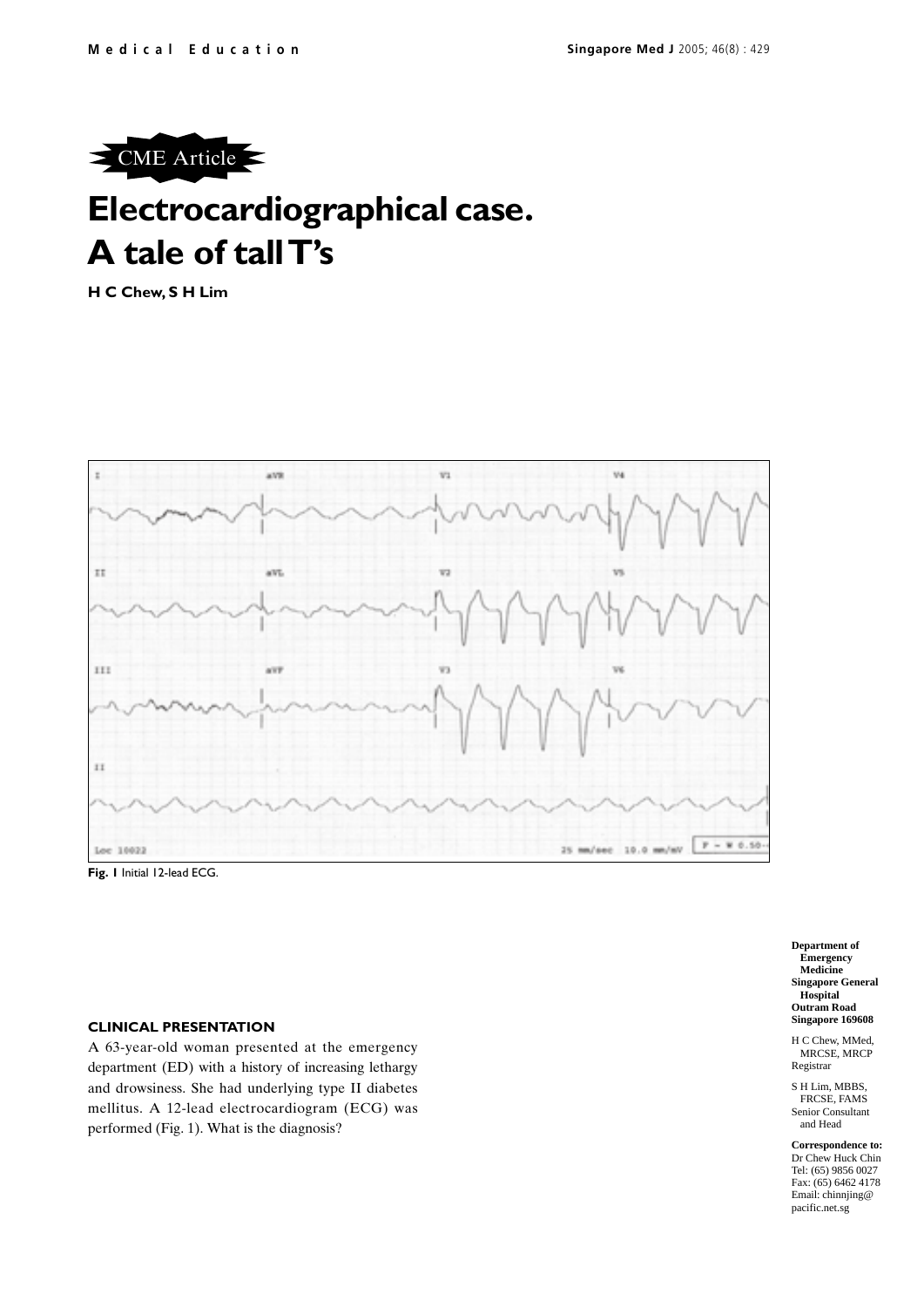CME Article

# Electrocardiographical case. A tale of tall T's

**H C Chew, S H Lim**

**Fig. 1** Initial 12-lead ECG.

## CLINICAL PRESENTATION

A 63-year-old woman presented at the emergency department (ED) with a history of increasing lethargy and drowsiness. She had underlying type II diabetes mellitus. A 12-lead electrocardiogram (ECG) was performed (Fig. 1). What is the diagnosis?

**Department of Emergency Medicine**
**Singapore General Hospital**
**Outram Road**
**Singapore 169608**

H C Chew, MMed, MRCSE, MRCP
Registrar

S H Lim, MBBS, FRCSE, FAMS
Senior Consultant and Head

**Correspondence to:**
Dr Chew Huck Chin
Tel: (65) 9856 0027
Fax: (65) 6462 4178
Email: chinnjing@pacific.net.sg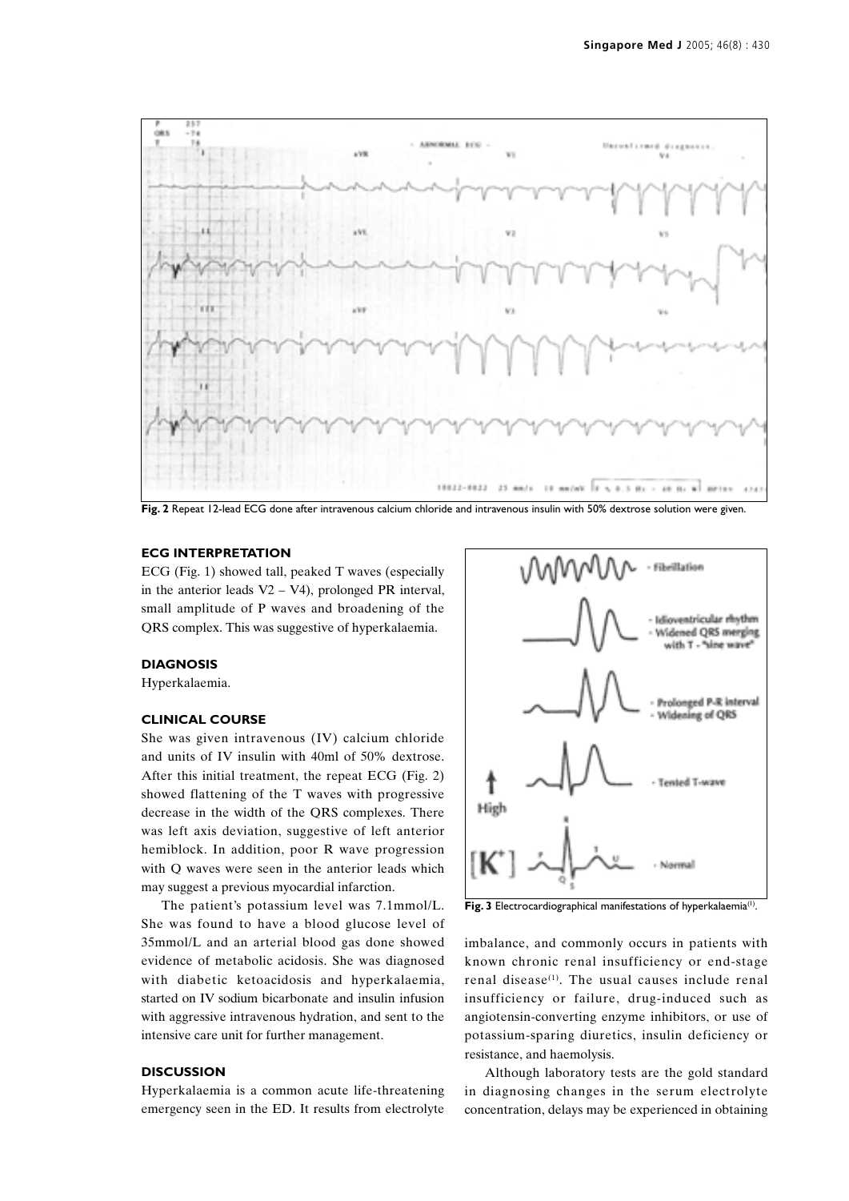Fig. 2 Repeat 12-lead ECG done after intravenous calcium chloride and intravenous insulin with 50% dextrose solution were given.

### ECG INTERPRETATION

ECG (Fig. 1) showed tall, peaked T waves (especially in the anterior leads V2 – V4), prolonged PR interval, small amplitude of P waves and broadening of the QRS complex. This was suggestive of hyperkalaemia.

### DIAGNOSIS

Hyperkalaemia.

### CLINICAL COURSE

She was given intravenous (IV) calcium chloride and units of IV insulin with 40ml of 50% dextrose. After this initial treatment, the repeat ECG (Fig. 2) showed flattening of the T waves with progressive decrease in the width of the QRS complexes. There was left axis deviation, suggestive of left anterior hemiblock. In addition, poor R wave progression with Q waves were seen in the anterior leads which may suggest a previous myocardial infarction.

The patient's potassium level was 7.1mmol/L. She was found to have a blood glucose level of 35mmol/L and an arterial blood gas done showed evidence of metabolic acidosis. She was diagnosed with diabetic ketoacidosis and hyperkalaemia, started on IV sodium bicarbonate and insulin infusion with aggressive intravenous hydration, and sent to the intensive care unit for further management.

### DISCUSSION

Hyperkalaemia is a common acute life-threatening emergency seen in the ED. It results from electrolyte imbalance, and commonly occurs in patients with known chronic renal insufficiency or end-stage renal disease[1]. The usual causes include renal insufficiency or failure, drug-induced such as angiotensin-converting enzyme inhibitors, or use of potassium-sparing diuretics, insulin deficiency or resistance, and haemolysis.

Fig. 3 Electrocardiographical manifestations of hyperkalaemia[1].

Although laboratory tests are the gold standard in diagnosing changes in the serum electrolyte concentration, delays may be experienced in obtaining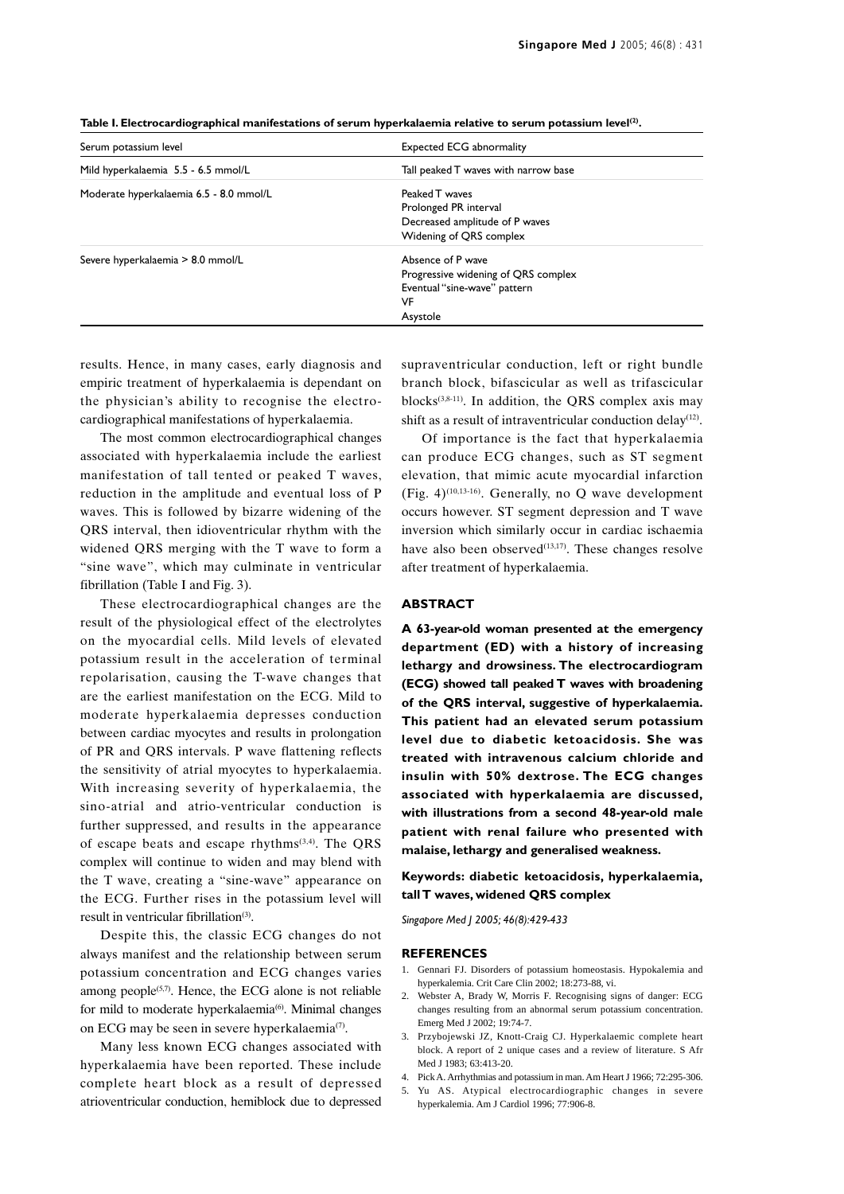**Table I. Electrocardiographical manifestations of serum hyperkalaemia relative to serum potassium level[2].**

| Serum potassium level | Expected ECG abnormality |
|---|---|
| Mild hyperkalaemia 5.5 - 6.5 mmol/L | Tall peaked T waves with narrow base |
| Moderate hyperkalaemia 6.5 - 8.0 mmol/L | Peaked T waves<br>Prolonged PR interval<br>Decreased amplitude of P waves<br>Widening of QRS complex |
| Severe hyperkalaemia > 8.0 mmol/L | Absence of P wave<br>Progressive widening of QRS complex<br>Eventual "sine-wave" pattern<br>VF<br>Asystole |

results. Hence, in many cases, early diagnosis and empiric treatment of hyperkalaemia is dependant on the physician's ability to recognise the electrocardiographical manifestations of hyperkalaemia.

The most common electrocardiographical changes associated with hyperkalaemia include the earliest manifestation of tall tented or peaked T waves, reduction in the amplitude and eventual loss of P waves. This is followed by bizarre widening of the QRS interval, then idioventricular rhythm with the widened QRS merging with the T wave to form a "sine wave", which may culminate in ventricular fibrillation (Table I and Fig. 3).

These electrocardiographical changes are the result of the physiological effect of the electrolytes on the myocardial cells. Mild levels of elevated potassium result in the acceleration of terminal repolarisation, causing the T-wave changes that are the earliest manifestation on the ECG. Mild to moderate hyperkalaemia depresses conduction between cardiac myocytes and results in prolongation of PR and QRS intervals. P wave flattening reflects the sensitivity of atrial myocytes to hyperkalaemia. With increasing severity of hyperkalaemia, the sino-atrial and atrio-ventricular conduction is further suppressed, and results in the appearance of escape beats and escape rhythms[3,4]. The QRS complex will continue to widen and may blend with the T wave, creating a "sine-wave" appearance on the ECG. Further rises in the potassium level will result in ventricular fibrillation[3].

Despite this, the classic ECG changes do not always manifest and the relationship between serum potassium concentration and ECG changes varies among people[5,7]. Hence, the ECG alone is not reliable for mild to moderate hyperkalaemia[6]. Minimal changes on ECG may be seen in severe hyperkalaemia[7].

Many less known ECG changes associated with hyperkalaemia have been reported. These include complete heart block as a result of depressed atrioventricular conduction, hemiblock due to depressed supraventricular conduction, left or right bundle branch block, bifascicular as well as trifascicular blocks[3,8-11]. In addition, the QRS complex axis may shift as a result of intraventricular conduction delay[12].

Of importance is the fact that hyperkalaemia can produce ECG changes, such as ST segment elevation, that mimic acute myocardial infarction (Fig. 4)[10,13-16]. Generally, no Q wave development occurs however. ST segment depression and T wave inversion which similarly occur in cardiac ischaemia have also been observed[13,17]. These changes resolve after treatment of hyperkalaemia.

## ABSTRACT

**A 63-year-old woman presented at the emergency department (ED) with a history of increasing lethargy and drowsiness. The electrocardiogram (ECG) showed tall peaked T waves with broadening of the QRS interval, suggestive of hyperkalaemia. This patient had an elevated serum potassium level due to diabetic ketoacidosis. She was treated with intravenous calcium chloride and insulin with 50% dextrose. The ECG changes associated with hyperkalaemia are discussed, with illustrations from a second 48-year-old male patient with renal failure who presented with malaise, lethargy and generalised weakness.**

**Keywords: diabetic ketoacidosis, hyperkalaemia, tall T waves, widened QRS complex**

*Singapore Med J 2005; 46(8):429-433*

## REFERENCES

1. Gennari FJ. Disorders of potassium homeostasis. Hypokalemia and hyperkalemia. Crit Care Clin 2002; 18:273-88, vi.
2. Webster A, Brady W, Morris F. Recognising signs of danger: ECG changes resulting from an abnormal serum potassium concentration. Emerg Med J 2002; 19:74-7.
3. Przybojewski JZ, Knott-Craig CJ. Hyperkalaemic complete heart block. A report of 2 unique cases and a review of literature. S Afr Med J 1983; 63:413-20.
4. Pick A. Arrhythmias and potassium in man. Am Heart J 1966; 72:295-306.
5. Yu AS. Atypical electrocardiographic changes in severe hyperkalemia. Am J Cardiol 1996; 77:906-8.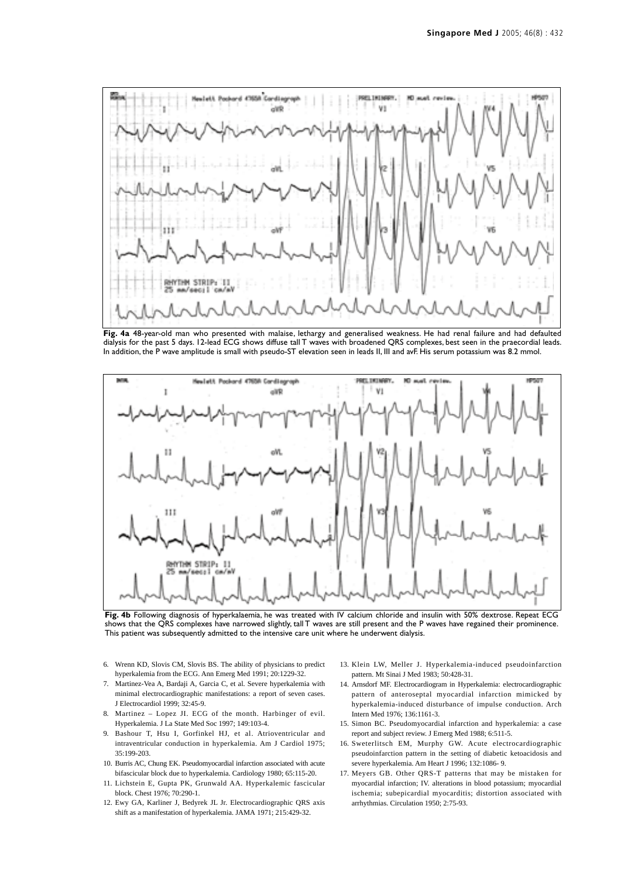**Fig. 4a** 48-year-old man who presented with malaise, lethargy and generalised weakness. He had renal failure and had defaulted dialysis for the past 5 days. 12-lead ECG shows diffuse tall T waves with broadened QRS complexes, best seen in the praecordial leads. In addition, the P wave amplitude is small with pseudo-ST elevation seen in leads II, III and avF. His serum potassium was 8.2 mmol.

**Fig. 4b** Following diagnosis of hyperkalaemia, he was treated with IV calcium chloride and insulin with 50% dextrose. Repeat ECG shows that the QRS complexes have narrowed slightly, tall T waves are still present and the P waves have regained their prominence. This patient was subsequently admitted to the intensive care unit where he underwent dialysis.

6. Wrenn KD, Slovis CM, Slovis BS. The ability of physicians to predict hyperkalemia from the ECG. Ann Emerg Med 1991; 20:1229-32.
7. Martinez-Vea A, Bardaji A, Garcia C, et al. Severe hyperkalemia with minimal electrocardiographic manifestations: a report of seven cases. J Electrocardiol 1999; 32:45-9.
8. Martinez – Lopez JI. ECG of the month. Harbinger of evil. Hyperkalemia. J La State Med Soc 1997; 149:103-4.
9. Bashour T, Hsu I, Gorfinkel HJ, et al. Atrioventricular and intraventricular conduction in hyperkalemia. Am J Cardiol 1975; 35:199-203.
10. Burris AC, Chung EK. Pseudomyocardial infarction associated with acute bifascicular block due to hyperkalemia. Cardiology 1980; 65:115-20.
11. Lichstein E, Gupta PK, Grunwald AA. Hyperkalemic fascicular block. Chest 1976; 70:290-1.
12. Ewy GA, Karliner J, Bedyrek JL Jr. Electrocardiographic QRS axis shift as a manifestation of hyperkalemia. JAMA 1971; 215:429-32.
13. Klein LW, Meller J. Hyperkalemia-induced pseudoinfarction pattern. Mt Sinai J Med 1983; 50:428-31.
14. Arnsdorf MF. Electrocardiogram in Hyperkalemia: electrocardiographic pattern of anteroseptal myocardial infarction mimicked by hyperkalemia-induced disturbance of impulse conduction. Arch Intern Med 1976; 136:1161-3.
15. Simon BC. Pseudomyocardial infarction and hyperkalemia: a case report and subject review. J Emerg Med 1988; 6:511-5.
16. Sweterlitsch EM, Murphy GW. Acute electrocardiographic pseudoinfarction pattern in the setting of diabetic ketoacidosis and severe hyperkalemia. Am Heart J 1996; 132:1086- 9.
17. Meyers GB. Other QRS-T patterns that may be mistaken for myocardial infarction; IV. alterations in blood potassium; myocardial ischemia; subepicardial myocarditis; distortion associated with arrhythmias. Circulation 1950; 2:75-93.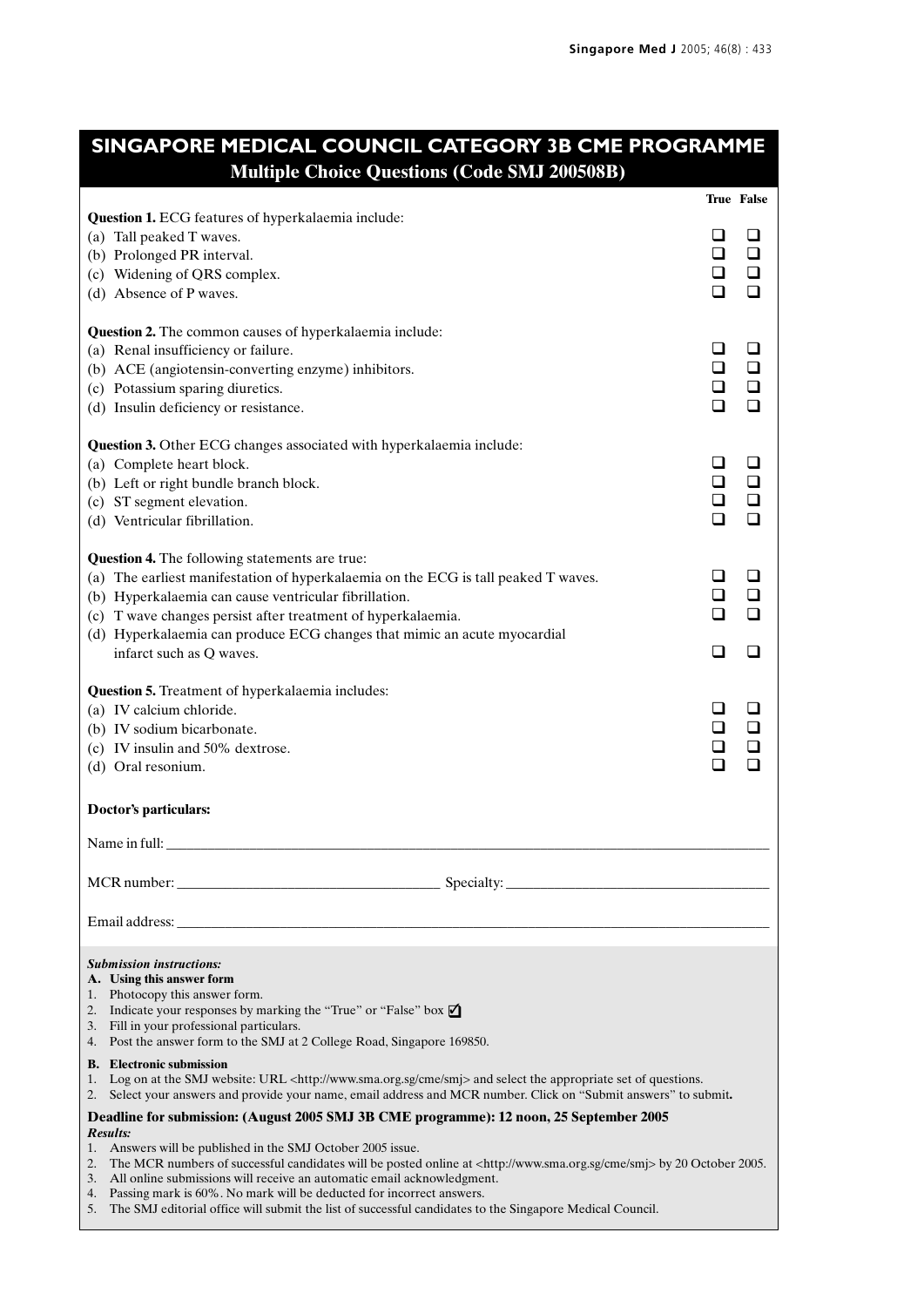# SINGAPORE MEDICAL COUNCIL CATEGORY 3B CME PROGRAMME

## Multiple Choice Questions (Code SMJ 200508B)

| | True | False |
|---|---|---|
| **Question 1.** ECG features of hyperkalaemia include: | | |
| (a) Tall peaked T waves. | ☐ | ☐ |
| (b) Prolonged PR interval. | ☐ | ☐ |
| (c) Widening of QRS complex. | ☐ | ☐ |
| (d) Absence of P waves. | ☐ | ☐ |
| **Question 2.** The common causes of hyperkalaemia include: | | |
| (a) Renal insufficiency or failure. | ☐ | ☐ |
| (b) ACE (angiotensin-converting enzyme) inhibitors. | ☐ | ☐ |
| (c) Potassium sparing diuretics. | ☐ | ☐ |
| (d) Insulin deficiency or resistance. | ☐ | ☐ |
| **Question 3.** Other ECG changes associated with hyperkalaemia include: | | |
| (a) Complete heart block. | ☐ | ☐ |
| (b) Left or right bundle branch block. | ☐ | ☐ |
| (c) ST segment elevation. | ☐ | ☐ |
| (d) Ventricular fibrillation. | ☐ | ☐ |
| **Question 4.** The following statements are true: | | |
| (a) The earliest manifestation of hyperkalaemia on the ECG is tall peaked T waves. | ☐ | ☐ |
| (b) Hyperkalaemia can cause ventricular fibrillation. | ☐ | ☐ |
| (c) T wave changes persist after treatment of hyperkalaemia. | ☐ | ☐ |
| (d) Hyperkalaemia can produce ECG changes that mimic an acute myocardial infarct such as Q waves. | ☐ | ☐ |
| **Question 5.** Treatment of hyperkalaemia includes: | | |
| (a) IV calcium chloride. | ☐ | ☐ |
| (b) IV sodium bicarbonate. | ☐ | ☐ |
| (c) IV insulin and 50% dextrose. | ☐ | ☐ |
| (d) Oral resonium. | ☐ | ☐ |

**Doctor's particulars:**

Name in full: ______________________________

MCR number: ______________________________ Specialty: ______________________________

Email address: ______________________________

***Submission instructions:***

**A. Using this answer form**

1. Photocopy this answer form.
2. Indicate your responses by marking the "True" or "False" box ☑
3. Fill in your professional particulars.
4. Post the answer form to the SMJ at 2 College Road, Singapore 169850.

**B. Electronic submission**

1. Log on at the SMJ website: URL <http://www.sma.org.sg/cme/smj> and select the appropriate set of questions.
2. Select your answers and provide your name, email address and MCR number. Click on "Submit answers" to submit.

**Deadline for submission: (August 2005 SMJ 3B CME programme): 12 noon, 25 September 2005**

***Results:***

1. Answers will be published in the SMJ October 2005 issue.
2. The MCR numbers of successful candidates will be posted online at <http://www.sma.org.sg/cme/smj> by 20 October 2005.
3. All online submissions will receive an automatic email acknowledgment.
4. Passing mark is 60%. No mark will be deducted for incorrect answers.
5. The SMJ editorial office will submit the list of successful candidates to the Singapore Medical Council.